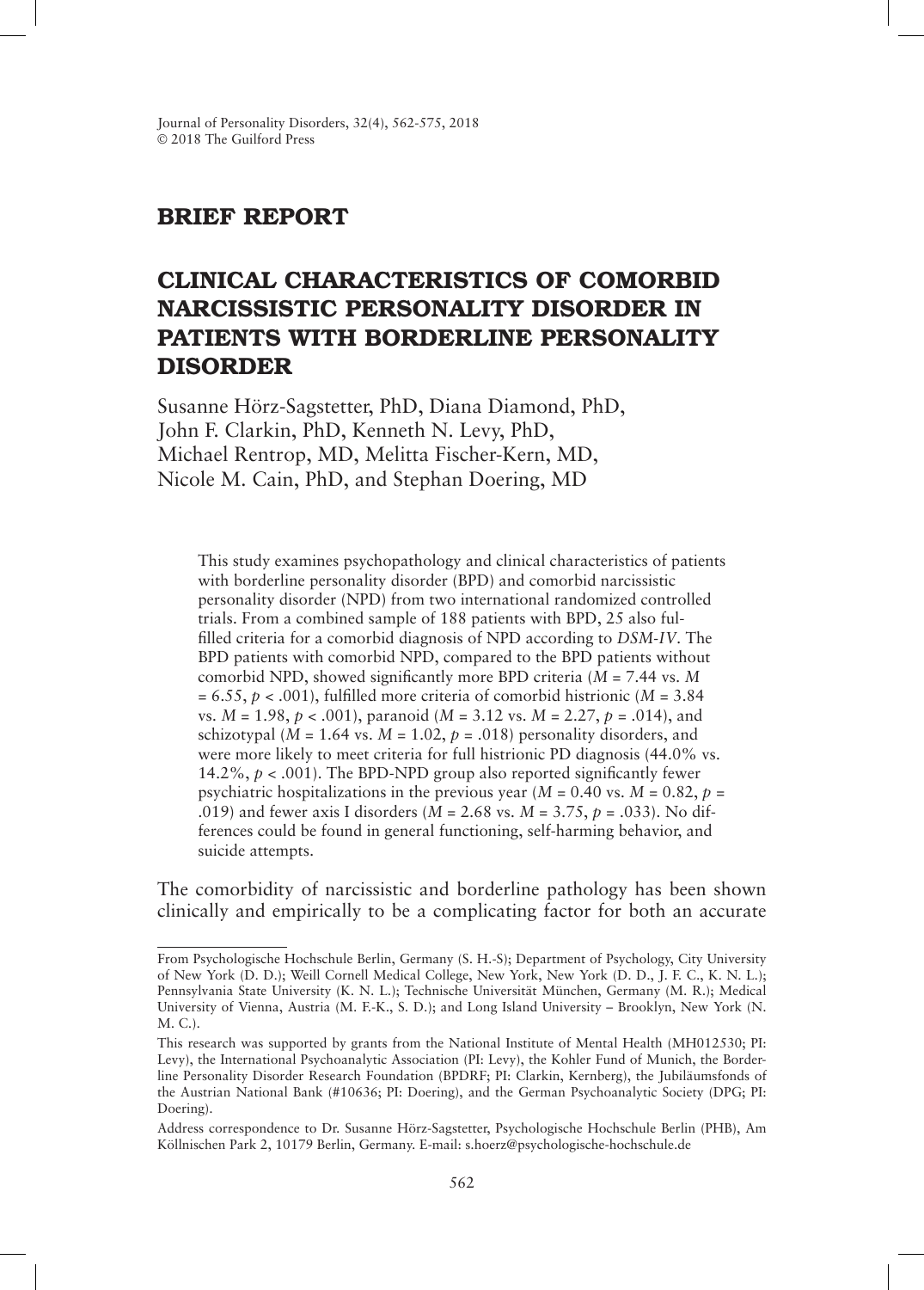## BRIEF REPORT

# CLINICAL CHARACTERISTICS OF COMORBID NARCISSISTIC PERSONALITY DISORDER IN PATIENTS WITH BORDERLINE PERSONALITY DISORDER

Susanne Hörz-Sagstetter, PhD, Diana Diamond, PhD, John F. Clarkin, PhD, Kenneth N. Levy, PhD, Michael Rentrop, MD, Melitta Fischer-Kern, MD, Nicole M. Cain, PhD, and Stephan Doering, MD

This study examines psychopathology and clinical characteristics of patients with borderline personality disorder (BPD) and comorbid narcissistic personality disorder (NPD) from two international randomized controlled trials. From a combined sample of 188 patients with BPD, 25 also fulfilled criteria for a comorbid diagnosis of NPD according to *DSM-IV*. The BPD patients with comorbid NPD, compared to the BPD patients without comorbid NPD, showed significantly more BPD criteria ($M = 7.44$ vs. $M = 6.55$, $p < .001$), fulfilled more criteria of comorbid histrionic ($M = 3.84$ vs. $M = 1.98$, $p < .001$), paranoid ($M = 3.12$ vs. $M = 2.27$, $p = .014$), and schizotypal ($M = 1.64$ vs. $M = 1.02$, $p = .018$) personality disorders, and were more likely to meet criteria for full histrionic PD diagnosis (44.0% vs. 14.2%, $p < .001$). The BPD-NPD group also reported significantly fewer psychiatric hospitalizations in the previous year ($M = 0.40$ vs. $M = 0.82$, $p = .019$) and fewer axis I disorders ($M = 2.68$ vs. $M = 3.75$, $p = .033$). No differences could be found in general functioning, self-harming behavior, and suicide attempts.

The comorbidity of narcissistic and borderline pathology has been shown clinically and empirically to be a complicating factor for both an accurate

---

From Psychologische Hochschule Berlin, Germany (S. H.-S); Department of Psychology, City University of New York (D. D.); Weill Cornell Medical College, New York, New York (D. D., J. F. C., K. N. L.); Pennsylvania State University (K. N. L.); Technische Universität München, Germany (M. R.); Medical University of Vienna, Austria (M. F.-K., S. D.); and Long Island University – Brooklyn, New York (N. M. C.).

This research was supported by grants from the National Institute of Mental Health (MH012530; PI: Levy), the International Psychoanalytic Association (PI: Levy), the Kohler Fund of Munich, the Borderline Personality Disorder Research Foundation (BPDRF; PI: Clarkin, Kernberg), the Jubiläumsfonds of the Austrian National Bank (#10636; PI: Doering), and the German Psychoanalytic Society (DPG; PI: Doering).

Address correspondence to Dr. Susanne Hörz-Sagstetter, Psychologische Hochschule Berlin (PHB), Am Köllnischen Park 2, 10179 Berlin, Germany. E-mail: s.hoerz@psychologische-hochschule.de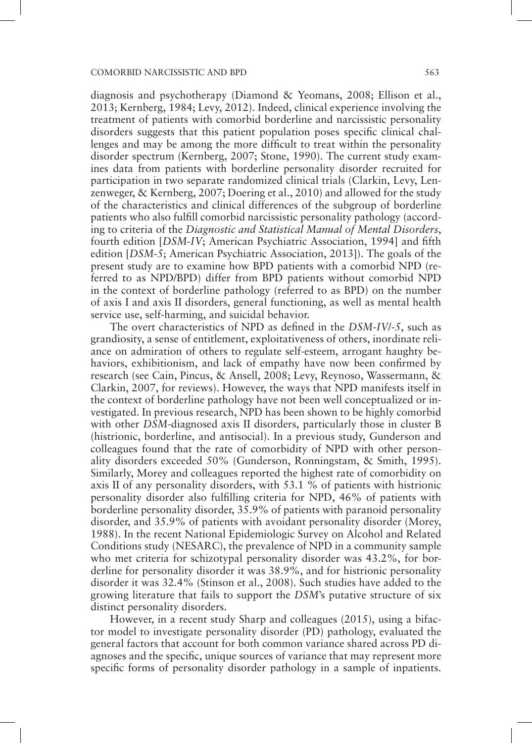diagnosis and psychotherapy (Diamond & Yeomans, 2008; Ellison et al., 2013; Kernberg, 1984; Levy, 2012). Indeed, clinical experience involving the treatment of patients with comorbid borderline and narcissistic personality disorders suggests that this patient population poses specific clinical challenges and may be among the more difficult to treat within the personality disorder spectrum (Kernberg, 2007; Stone, 1990). The current study examines data from patients with borderline personality disorder recruited for participation in two separate randomized clinical trials (Clarkin, Levy, Lenzenweger, & Kernberg, 2007; Doering et al., 2010) and allowed for the study of the characteristics and clinical differences of the subgroup of borderline patients who also fulfill comorbid narcissistic personality pathology (according to criteria of the *Diagnostic and Statistical Manual of Mental Disorders*, fourth edition [*DSM-IV*; American Psychiatric Association, 1994] and fifth edition [*DSM-5*; American Psychiatric Association, 2013]). The goals of the present study are to examine how BPD patients with a comorbid NPD (referred to as NPD/BPD) differ from BPD patients without comorbid NPD in the context of borderline pathology (referred to as BPD) on the number of axis I and axis II disorders, general functioning, as well as mental health service use, self-harming, and suicidal behavior.

The overt characteristics of NPD as defined in the *DSM-IV/-5*, such as grandiosity, a sense of entitlement, exploitativeness of others, inordinate reliance on admiration of others to regulate self-esteem, arrogant haughty behaviors, exhibitionism, and lack of empathy have now been confirmed by research (see Cain, Pincus, & Ansell, 2008; Levy, Reynoso, Wassermann, & Clarkin, 2007, for reviews). However, the ways that NPD manifests itself in the context of borderline pathology have not been well conceptualized or investigated. In previous research, NPD has been shown to be highly comorbid with other *DSM*-diagnosed axis II disorders, particularly those in cluster B (histrionic, borderline, and antisocial). In a previous study, Gunderson and colleagues found that the rate of comorbidity of NPD with other personality disorders exceeded 50% (Gunderson, Ronningstam, & Smith, 1995). Similarly, Morey and colleagues reported the highest rate of comorbidity on axis II of any personality disorders, with 53.1 % of patients with histrionic personality disorder also fulfilling criteria for NPD, 46% of patients with borderline personality disorder, 35.9% of patients with paranoid personality disorder, and 35.9% of patients with avoidant personality disorder (Morey, 1988). In the recent National Epidemiologic Survey on Alcohol and Related Conditions study (NESARC), the prevalence of NPD in a community sample who met criteria for schizotypal personality disorder was 43.2%, for borderline for personality disorder it was 38.9%, and for histrionic personality disorder it was 32.4% (Stinson et al., 2008). Such studies have added to the growing literature that fails to support the *DSM*'s putative structure of six distinct personality disorders.

However, in a recent study Sharp and colleagues (2015), using a bifactor model to investigate personality disorder (PD) pathology, evaluated the general factors that account for both common variance shared across PD diagnoses and the specific, unique sources of variance that may represent more specific forms of personality disorder pathology in a sample of inpatients.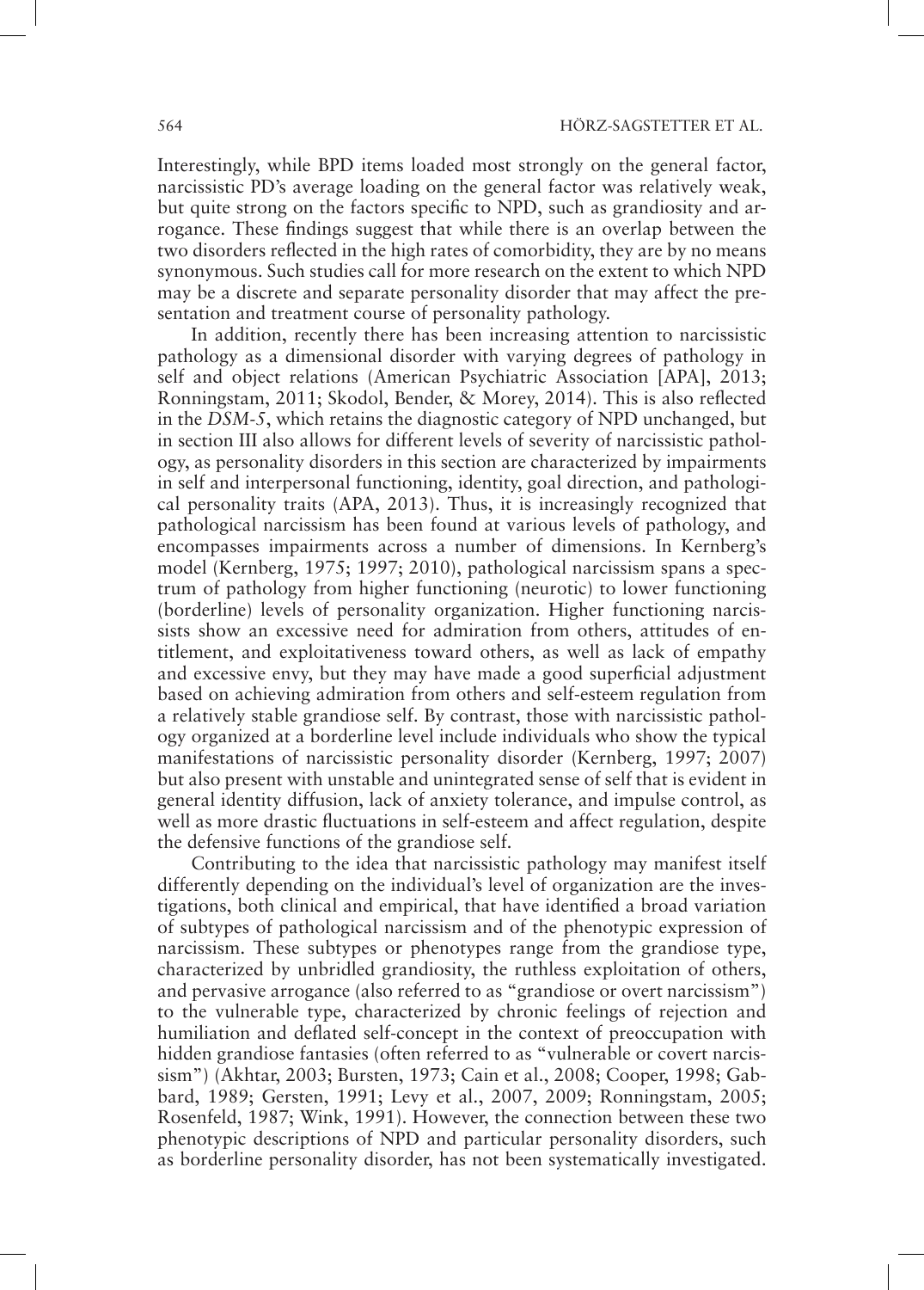Interestingly, while BPD items loaded most strongly on the general factor, narcissistic PD's average loading on the general factor was relatively weak, but quite strong on the factors specific to NPD, such as grandiosity and arrogance. These findings suggest that while there is an overlap between the two disorders reflected in the high rates of comorbidity, they are by no means synonymous. Such studies call for more research on the extent to which NPD may be a discrete and separate personality disorder that may affect the presentation and treatment course of personality pathology.

In addition, recently there has been increasing attention to narcissistic pathology as a dimensional disorder with varying degrees of pathology in self and object relations (American Psychiatric Association [APA], 2013; Ronningstam, 2011; Skodol, Bender, & Morey, 2014). This is also reflected in the *DSM-5*, which retains the diagnostic category of NPD unchanged, but in section III also allows for different levels of severity of narcissistic pathology, as personality disorders in this section are characterized by impairments in self and interpersonal functioning, identity, goal direction, and pathological personality traits (APA, 2013). Thus, it is increasingly recognized that pathological narcissism has been found at various levels of pathology, and encompasses impairments across a number of dimensions. In Kernberg's model (Kernberg, 1975; 1997; 2010), pathological narcissism spans a spectrum of pathology from higher functioning (neurotic) to lower functioning (borderline) levels of personality organization. Higher functioning narcissists show an excessive need for admiration from others, attitudes of entitlement, and exploitativeness toward others, as well as lack of empathy and excessive envy, but they may have made a good superficial adjustment based on achieving admiration from others and self-esteem regulation from a relatively stable grandiose self. By contrast, those with narcissistic pathology organized at a borderline level include individuals who show the typical manifestations of narcissistic personality disorder (Kernberg, 1997; 2007) but also present with unstable and unintegrated sense of self that is evident in general identity diffusion, lack of anxiety tolerance, and impulse control, as well as more drastic fluctuations in self-esteem and affect regulation, despite the defensive functions of the grandiose self.

Contributing to the idea that narcissistic pathology may manifest itself differently depending on the individual's level of organization are the investigations, both clinical and empirical, that have identified a broad variation of subtypes of pathological narcissism and of the phenotypic expression of narcissism. These subtypes or phenotypes range from the grandiose type, characterized by unbridled grandiosity, the ruthless exploitation of others, and pervasive arrogance (also referred to as "grandiose or overt narcissism") to the vulnerable type, characterized by chronic feelings of rejection and humiliation and deflated self-concept in the context of preoccupation with hidden grandiose fantasies (often referred to as "vulnerable or covert narcissism") (Akhtar, 2003; Bursten, 1973; Cain et al., 2008; Cooper, 1998; Gabbard, 1989; Gersten, 1991; Levy et al., 2007, 2009; Ronningstam, 2005; Rosenfeld, 1987; Wink, 1991). However, the connection between these two phenotypic descriptions of NPD and particular personality disorders, such as borderline personality disorder, has not been systematically investigated.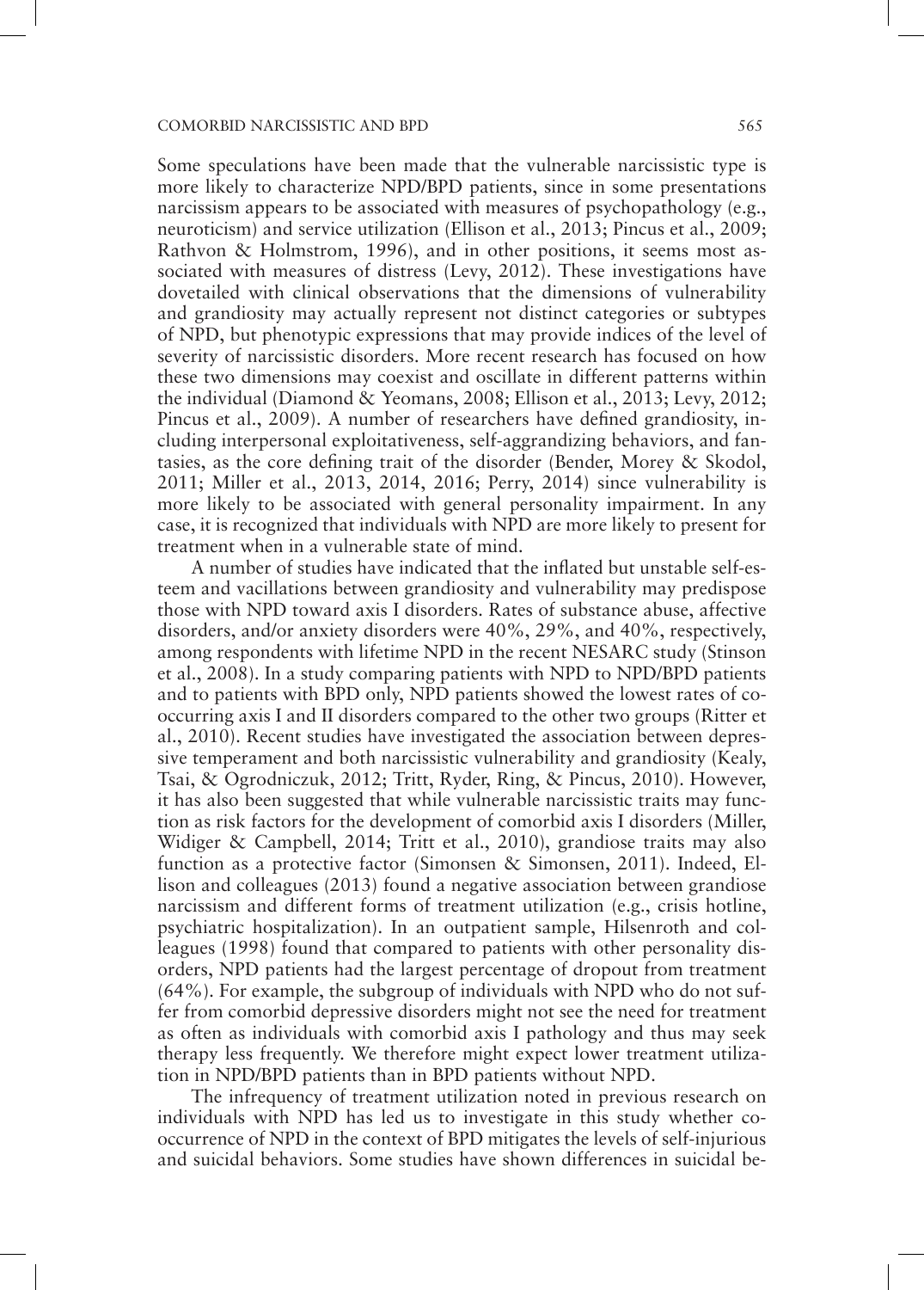Some speculations have been made that the vulnerable narcissistic type is more likely to characterize NPD/BPD patients, since in some presentations narcissism appears to be associated with measures of psychopathology (e.g., neuroticism) and service utilization (Ellison et al., 2013; Pincus et al., 2009; Rathvon & Holmstrom, 1996), and in other positions, it seems most associated with measures of distress (Levy, 2012). These investigations have dovetailed with clinical observations that the dimensions of vulnerability and grandiosity may actually represent not distinct categories or subtypes of NPD, but phenotypic expressions that may provide indices of the level of severity of narcissistic disorders. More recent research has focused on how these two dimensions may coexist and oscillate in different patterns within the individual (Diamond & Yeomans, 2008; Ellison et al., 2013; Levy, 2012; Pincus et al., 2009). A number of researchers have defined grandiosity, including interpersonal exploitativeness, self-aggrandizing behaviors, and fantasies, as the core defining trait of the disorder (Bender, Morey & Skodol, 2011; Miller et al., 2013, 2014, 2016; Perry, 2014) since vulnerability is more likely to be associated with general personality impairment. In any case, it is recognized that individuals with NPD are more likely to present for treatment when in a vulnerable state of mind.

A number of studies have indicated that the inflated but unstable self-esteem and vacillations between grandiosity and vulnerability may predispose those with NPD toward axis I disorders. Rates of substance abuse, affective disorders, and/or anxiety disorders were 40%, 29%, and 40%, respectively, among respondents with lifetime NPD in the recent NESARC study (Stinson et al., 2008). In a study comparing patients with NPD to NPD/BPD patients and to patients with BPD only, NPD patients showed the lowest rates of cooccurring axis I and II disorders compared to the other two groups (Ritter et al., 2010). Recent studies have investigated the association between depressive temperament and both narcissistic vulnerability and grandiosity (Kealy, Tsai, & Ogrodniczuk, 2012; Tritt, Ryder, Ring, & Pincus, 2010). However, it has also been suggested that while vulnerable narcissistic traits may function as risk factors for the development of comorbid axis I disorders (Miller, Widiger & Campbell, 2014; Tritt et al., 2010), grandiose traits may also function as a protective factor (Simonsen & Simonsen, 2011). Indeed, Ellison and colleagues (2013) found a negative association between grandiose narcissism and different forms of treatment utilization (e.g., crisis hotline, psychiatric hospitalization). In an outpatient sample, Hilsenroth and colleagues (1998) found that compared to patients with other personality disorders, NPD patients had the largest percentage of dropout from treatment (64%). For example, the subgroup of individuals with NPD who do not suffer from comorbid depressive disorders might not see the need for treatment as often as individuals with comorbid axis I pathology and thus may seek therapy less frequently. We therefore might expect lower treatment utilization in NPD/BPD patients than in BPD patients without NPD.

The infrequency of treatment utilization noted in previous research on individuals with NPD has led us to investigate in this study whether cooccurrence of NPD in the context of BPD mitigates the levels of self-injurious and suicidal behaviors. Some studies have shown differences in suicidal be-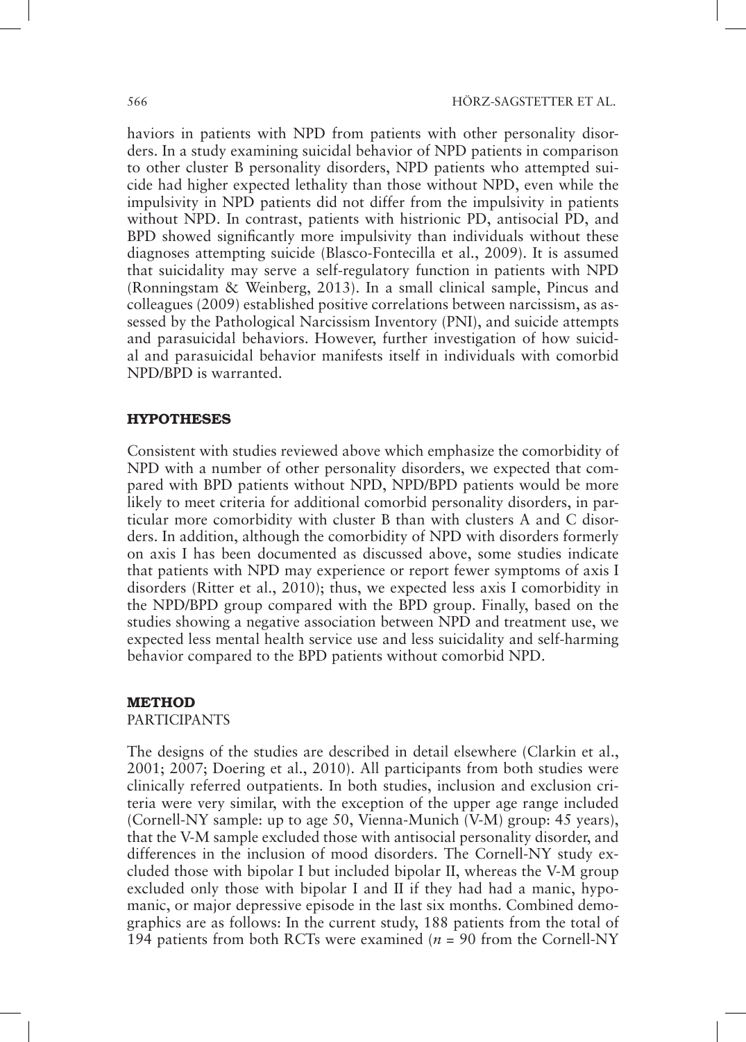haviors in patients with NPD from patients with other personality disorders. In a study examining suicidal behavior of NPD patients in comparison to other cluster B personality disorders, NPD patients who attempted suicide had higher expected lethality than those without NPD, even while the impulsivity in NPD patients did not differ from the impulsivity in patients without NPD. In contrast, patients with histrionic PD, antisocial PD, and BPD showed significantly more impulsivity than individuals without these diagnoses attempting suicide (Blasco-Fontecilla et al., 2009). It is assumed that suicidality may serve a self-regulatory function in patients with NPD (Ronningstam & Weinberg, 2013). In a small clinical sample, Pincus and colleagues (2009) established positive correlations between narcissism, as assessed by the Pathological Narcissism Inventory (PNI), and suicide attempts and parasuicidal behaviors. However, further investigation of how suicidal and parasuicidal behavior manifests itself in individuals with comorbid NPD/BPD is warranted.

## HYPOTHESES

Consistent with studies reviewed above which emphasize the comorbidity of NPD with a number of other personality disorders, we expected that compared with BPD patients without NPD, NPD/BPD patients would be more likely to meet criteria for additional comorbid personality disorders, in particular more comorbidity with cluster B than with clusters A and C disorders. In addition, although the comorbidity of NPD with disorders formerly on axis I has been documented as discussed above, some studies indicate that patients with NPD may experience or report fewer symptoms of axis I disorders (Ritter et al., 2010); thus, we expected less axis I comorbidity in the NPD/BPD group compared with the BPD group. Finally, based on the studies showing a negative association between NPD and treatment use, we expected less mental health service use and less suicidality and self-harming behavior compared to the BPD patients without comorbid NPD.

## METHOD

### PARTICIPANTS

The designs of the studies are described in detail elsewhere (Clarkin et al., 2001; 2007; Doering et al., 2010). All participants from both studies were clinically referred outpatients. In both studies, inclusion and exclusion criteria were very similar, with the exception of the upper age range included (Cornell-NY sample: up to age 50, Vienna-Munich (V-M) group: 45 years), that the V-M sample excluded those with antisocial personality disorder, and differences in the inclusion of mood disorders. The Cornell-NY study excluded those with bipolar I but included bipolar II, whereas the V-M group excluded only those with bipolar I and II if they had had a manic, hypomanic, or major depressive episode in the last six months. Combined demographics are as follows: In the current study, 188 patients from the total of 194 patients from both RCTs were examined (*n* = 90 from the Cornell-NY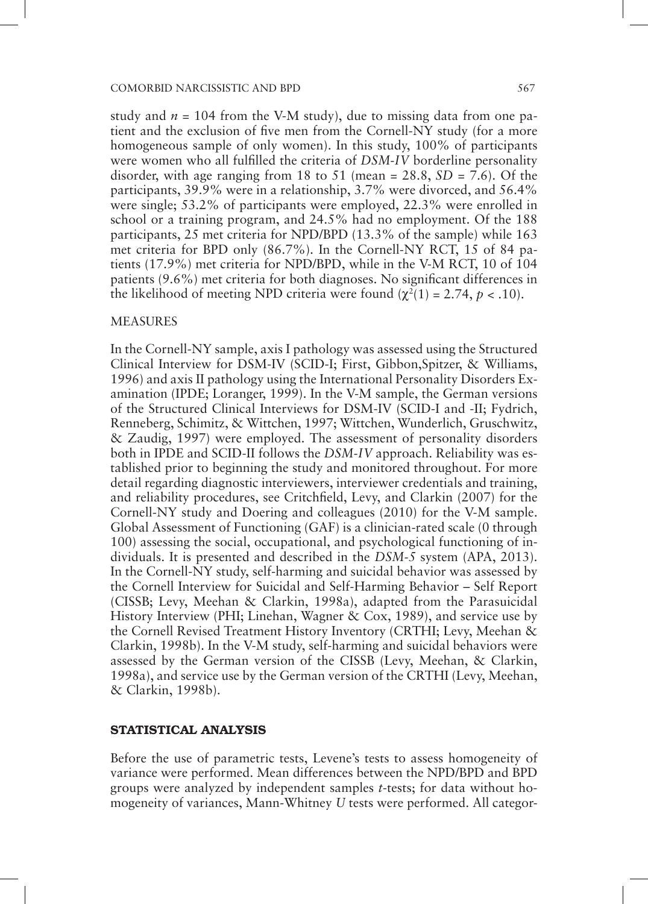study and $n = 104$ from the V-M study), due to missing data from one patient and the exclusion of five men from the Cornell-NY study (for a more homogeneous sample of only women). In this study, 100% of participants were women who all fulfilled the criteria of *DSM-IV* borderline personality disorder, with age ranging from 18 to 51 (mean = 28.8, *SD* = 7.6). Of the participants, 39.9% were in a relationship, 3.7% were divorced, and 56.4% were single; 53.2% of participants were employed, 22.3% were enrolled in school or a training program, and 24.5% had no employment. Of the 188 participants, 25 met criteria for NPD/BPD (13.3% of the sample) while 163 met criteria for BPD only (86.7%). In the Cornell-NY RCT, 15 of 84 patients (17.9%) met criteria for NPD/BPD, while in the V-M RCT, 10 of 104 patients (9.6%) met criteria for both diagnoses. No significant differences in the likelihood of meeting NPD criteria were found ($\chi^2(1) = 2.74$, $p < .10$).

## MEASURES

In the Cornell-NY sample, axis I pathology was assessed using the Structured Clinical Interview for DSM-IV (SCID-I; First, Gibbon,Spitzer, & Williams, 1996) and axis II pathology using the International Personality Disorders Examination (IPDE; Loranger, 1999). In the V-M sample, the German versions of the Structured Clinical Interviews for DSM-IV (SCID-I and -II; Fydrich, Renneberg, Schimitz, & Wittchen, 1997; Wittchen, Wunderlich, Gruschwitz, & Zaudig, 1997) were employed. The assessment of personality disorders both in IPDE and SCID-II follows the *DSM-IV* approach. Reliability was established prior to beginning the study and monitored throughout. For more detail regarding diagnostic interviewers, interviewer credentials and training, and reliability procedures, see Critchfield, Levy, and Clarkin (2007) for the Cornell-NY study and Doering and colleagues (2010) for the V-M sample. Global Assessment of Functioning (GAF) is a clinician-rated scale (0 through 100) assessing the social, occupational, and psychological functioning of individuals. It is presented and described in the *DSM-5* system (APA, 2013). In the Cornell-NY study, self-harming and suicidal behavior was assessed by the Cornell Interview for Suicidal and Self-Harming Behavior – Self Report (CISSB; Levy, Meehan & Clarkin, 1998a), adapted from the Parasuicidal History Interview (PHI; Linehan, Wagner & Cox, 1989), and service use by the Cornell Revised Treatment History Inventory (CRTHI; Levy, Meehan & Clarkin, 1998b). In the V-M study, self-harming and suicidal behaviors were assessed by the German version of the CISSB (Levy, Meehan, & Clarkin, 1998a), and service use by the German version of the CRTHI (Levy, Meehan, & Clarkin, 1998b).

## STATISTICAL ANALYSIS

Before the use of parametric tests, Levene's tests to assess homogeneity of variance were performed. Mean differences between the NPD/BPD and BPD groups were analyzed by independent samples *t*-tests; for data without homogeneity of variances, Mann-Whitney *U* tests were performed. All categor-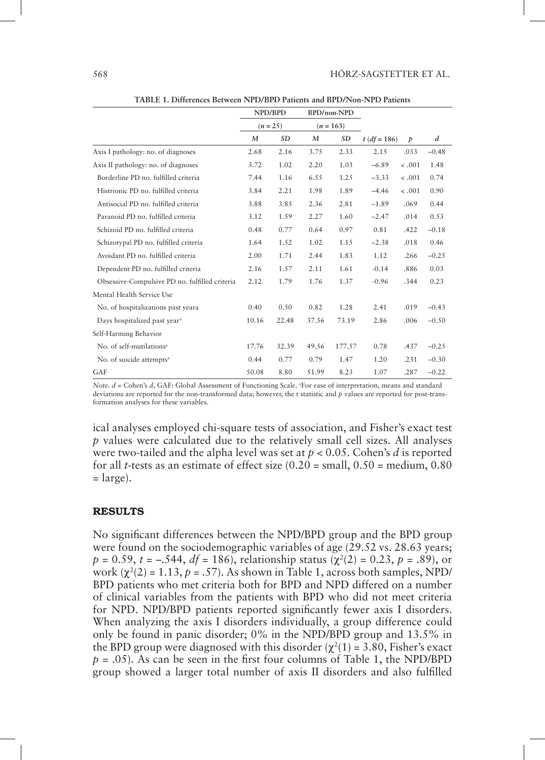**TABLE 1. Differences Between NPD/BPD Patients and BPD/Non-NPD Patients**

| | NPD/BPD | | BPD/non-NPD | | | | |
|---|---|---|---|---|---|---|---|
| | ($n$ = 25) | | ($n$ = 163) | | | | |
| | $M$ | $SD$ | $M$ | $SD$ | $t$ ($df$ = 186) | $p$ | $d$ |
| Axis I pathology: no. of diagnoses | 2.68 | 2.16 | 3.75 | 2.33 | 2.15 | .033 | −0.48 |
| Axis II pathology: no. of diagnoses | 3.72 | 1.02 | 2.20 | 1.03 | −6.89 | < .001 | 1.48 |
| Borderline PD no. fulfilled criteria | 7.44 | 1.16 | 6.55 | 1.25 | −3.33 | < .001 | 0.74 |
| Histrionic PD no. fulfilled criteria | 3.84 | 2.21 | 1.98 | 1.89 | −4.46 | < .001 | 0.90 |
| Antisocial PD no. fulfilled criteria | 3.88 | 3.85 | 2.36 | 2.81 | −1.89 | .069 | 0.44 |
| Paranoid PD no. fulfilled criteria | 3.12 | 1.59 | 2.27 | 1.60 | −2.47 | .014 | 0.53 |
| Schizoid PD no. fulfilled criteria | 0.48 | 0.77 | 0.64 | 0.97 | 0.81 | .422 | −0.18 |
| Schizotypal PD no. fulfilled criteria | 1.64 | 1.52 | 1.02 | 1.15 | −2.38 | .018 | 0.46 |
| Avoidant PD no. fulfilled criteria | 2.00 | 1.71 | 2.44 | 1.83 | 1.12 | .266 | −0.25 |
| Dependent PD no. fulfilled criteria | 2.16 | 1.57 | 2.11 | 1.61 | -0.14 | .886 | 0.03 |
| Obsessive-Compulsive PD no. fulfilled criteria | 2.12 | 1.79 | 1.76 | 1.37 | -0.96 | .344 | 0.23 |
| Mental Health Service Use | | | | | | | |
| No. of hospitalizations past yeara | 0.40 | 0.50 | 0.82 | 1.28 | 2.41 | .019 | −0.43 |
| Days hospitalized past year[a] | 10.16 | 22.48 | 37.56 | 73.19 | 2.86 | .006 | −0.50 |
| Self-Harming Behavior | | | | | | | |
| No. of self-mutilations[a] | 17.76 | 32.39 | 49.56 | 177.57 | 0.78 | .437 | −0.25 |
| No. of suicide attempts[a] | 0.44 | 0.77 | 0.79 | 1.47 | 1.20 | .231 | −0.30 |
| GAF | 50.08 | 8.80 | 51.99 | 8.23 | 1.07 | .287 | −0.22 |

*Note.* $d$ = Cohen's $d$, GAF: Global Assessment of Functioning Scale. [a]For ease of interpretation, means and standard deviations are reported for the non-transformed data; however, the t statistic and $p$ values are reported for post-transformation analyses for these variables.

ical analyses employed chi-square tests of association, and Fisher's exact test $p$ values were calculated due to the relatively small cell sizes. All analyses were two-tailed and the alpha level was set at $p < 0.05$. Cohen's $d$ is reported for all $t$-tests as an estimate of effect size (0.20 = small, 0.50 = medium, 0.80 = large).

## RESULTS

No significant differences between the NPD/BPD group and the BPD group were found on the sociodemographic variables of age (29.52 vs. 28.63 years; $p = 0.59$, $t = -.544$, $df = 186$), relationship status ($\chi^2(2) = 0.23$, $p = .89$), or work ($\chi^2(2) = 1.13$, $p = .57$). As shown in Table 1, across both samples, NPD/BPD patients who met criteria both for BPD and NPD differed on a number of clinical variables from the patients with BPD who did not meet criteria for NPD. NPD/BPD patients reported significantly fewer axis I disorders. When analyzing the axis I disorders individually, a group difference could only be found in panic disorder; 0% in the NPD/BPD group and 13.5% in the BPD group were diagnosed with this disorder ($\chi^2(1) = 3.80$, Fisher's exact $p = .05$). As can be seen in the first four columns of Table 1, the NPD/BPD group showed a larger total number of axis II disorders and also fulfilled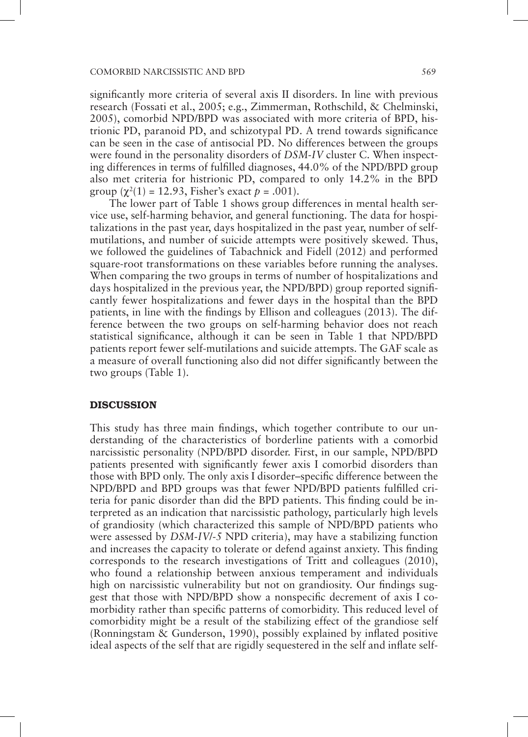significantly more criteria of several axis II disorders. In line with previous research (Fossati et al., 2005; e.g., Zimmerman, Rothschild, & Chelminski, 2005), comorbid NPD/BPD was associated with more criteria of BPD, histrionic PD, paranoid PD, and schizotypal PD. A trend towards significance can be seen in the case of antisocial PD. No differences between the groups were found in the personality disorders of *DSM-IV* cluster C. When inspecting differences in terms of fulfilled diagnoses, 44.0% of the NPD/BPD group also met criteria for histrionic PD, compared to only 14.2% in the BPD group ($\chi^2(1) = 12.93$, Fisher's exact $p = .001$).

The lower part of Table 1 shows group differences in mental health service use, self-harming behavior, and general functioning. The data for hospitalizations in the past year, days hospitalized in the past year, number of self-mutilations, and number of suicide attempts were positively skewed. Thus, we followed the guidelines of Tabachnick and Fidell (2012) and performed square-root transformations on these variables before running the analyses. When comparing the two groups in terms of number of hospitalizations and days hospitalized in the previous year, the NPD/BPD) group reported significantly fewer hospitalizations and fewer days in the hospital than the BPD patients, in line with the findings by Ellison and colleagues (2013). The difference between the two groups on self-harming behavior does not reach statistical significance, although it can be seen in Table 1 that NPD/BPD patients report fewer self-mutilations and suicide attempts. The GAF scale as a measure of overall functioning also did not differ significantly between the two groups (Table 1).

## DISCUSSION

This study has three main findings, which together contribute to our understanding of the characteristics of borderline patients with a comorbid narcissistic personality (NPD/BPD disorder. First, in our sample, NPD/BPD patients presented with significantly fewer axis I comorbid disorders than those with BPD only. The only axis I disorder–specific difference between the NPD/BPD and BPD groups was that fewer NPD/BPD patients fulfilled criteria for panic disorder than did the BPD patients. This finding could be interpreted as an indication that narcissistic pathology, particularly high levels of grandiosity (which characterized this sample of NPD/BPD patients who were assessed by *DSM-IV/-5* NPD criteria), may have a stabilizing function and increases the capacity to tolerate or defend against anxiety. This finding corresponds to the research investigations of Tritt and colleagues (2010), who found a relationship between anxious temperament and individuals high on narcissistic vulnerability but not on grandiosity. Our findings suggest that those with NPD/BPD show a nonspecific decrement of axis I comorbidity rather than specific patterns of comorbidity. This reduced level of comorbidity might be a result of the stabilizing effect of the grandiose self (Ronningstam & Gunderson, 1990), possibly explained by inflated positive ideal aspects of the self that are rigidly sequestered in the self and inflate self-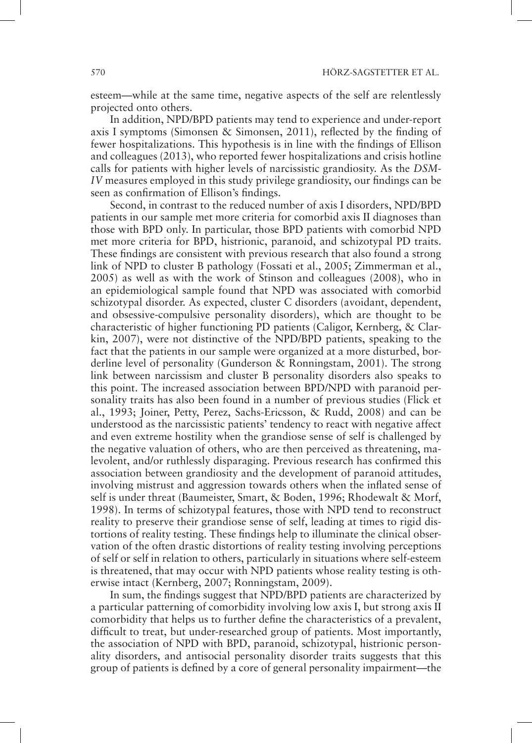esteem—while at the same time, negative aspects of the self are relentlessly projected onto others.

In addition, NPD/BPD patients may tend to experience and under-report axis I symptoms (Simonsen & Simonsen, 2011), reflected by the finding of fewer hospitalizations. This hypothesis is in line with the findings of Ellison and colleagues (2013), who reported fewer hospitalizations and crisis hotline calls for patients with higher levels of narcissistic grandiosity. As the *DSM-IV* measures employed in this study privilege grandiosity, our findings can be seen as confirmation of Ellison's findings.

Second, in contrast to the reduced number of axis I disorders, NPD/BPD patients in our sample met more criteria for comorbid axis II diagnoses than those with BPD only. In particular, those BPD patients with comorbid NPD met more criteria for BPD, histrionic, paranoid, and schizotypal PD traits. These findings are consistent with previous research that also found a strong link of NPD to cluster B pathology (Fossati et al., 2005; Zimmerman et al., 2005) as well as with the work of Stinson and colleagues (2008), who in an epidemiological sample found that NPD was associated with comorbid schizotypal disorder. As expected, cluster C disorders (avoidant, dependent, and obsessive-compulsive personality disorders), which are thought to be characteristic of higher functioning PD patients (Caligor, Kernberg, & Clarkin, 2007), were not distinctive of the NPD/BPD patients, speaking to the fact that the patients in our sample were organized at a more disturbed, borderline level of personality (Gunderson & Ronningstam, 2001). The strong link between narcissism and cluster B personality disorders also speaks to this point. The increased association between BPD/NPD with paranoid personality traits has also been found in a number of previous studies (Flick et al., 1993; Joiner, Petty, Perez, Sachs-Ericsson, & Rudd, 2008) and can be understood as the narcissistic patients' tendency to react with negative affect and even extreme hostility when the grandiose sense of self is challenged by the negative valuation of others, who are then perceived as threatening, malevolent, and/or ruthlessly disparaging. Previous research has confirmed this association between grandiosity and the development of paranoid attitudes, involving mistrust and aggression towards others when the inflated sense of self is under threat (Baumeister, Smart, & Boden, 1996; Rhodewalt & Morf, 1998). In terms of schizotypal features, those with NPD tend to reconstruct reality to preserve their grandiose sense of self, leading at times to rigid distortions of reality testing. These findings help to illuminate the clinical observation of the often drastic distortions of reality testing involving perceptions of self or self in relation to others, particularly in situations where self-esteem is threatened, that may occur with NPD patients whose reality testing is otherwise intact (Kernberg, 2007; Ronningstam, 2009).

In sum, the findings suggest that NPD/BPD patients are characterized by a particular patterning of comorbidity involving low axis I, but strong axis II comorbidity that helps us to further define the characteristics of a prevalent, difficult to treat, but under-researched group of patients. Most importantly, the association of NPD with BPD, paranoid, schizotypal, histrionic personality disorders, and antisocial personality disorder traits suggests that this group of patients is defined by a core of general personality impairment—the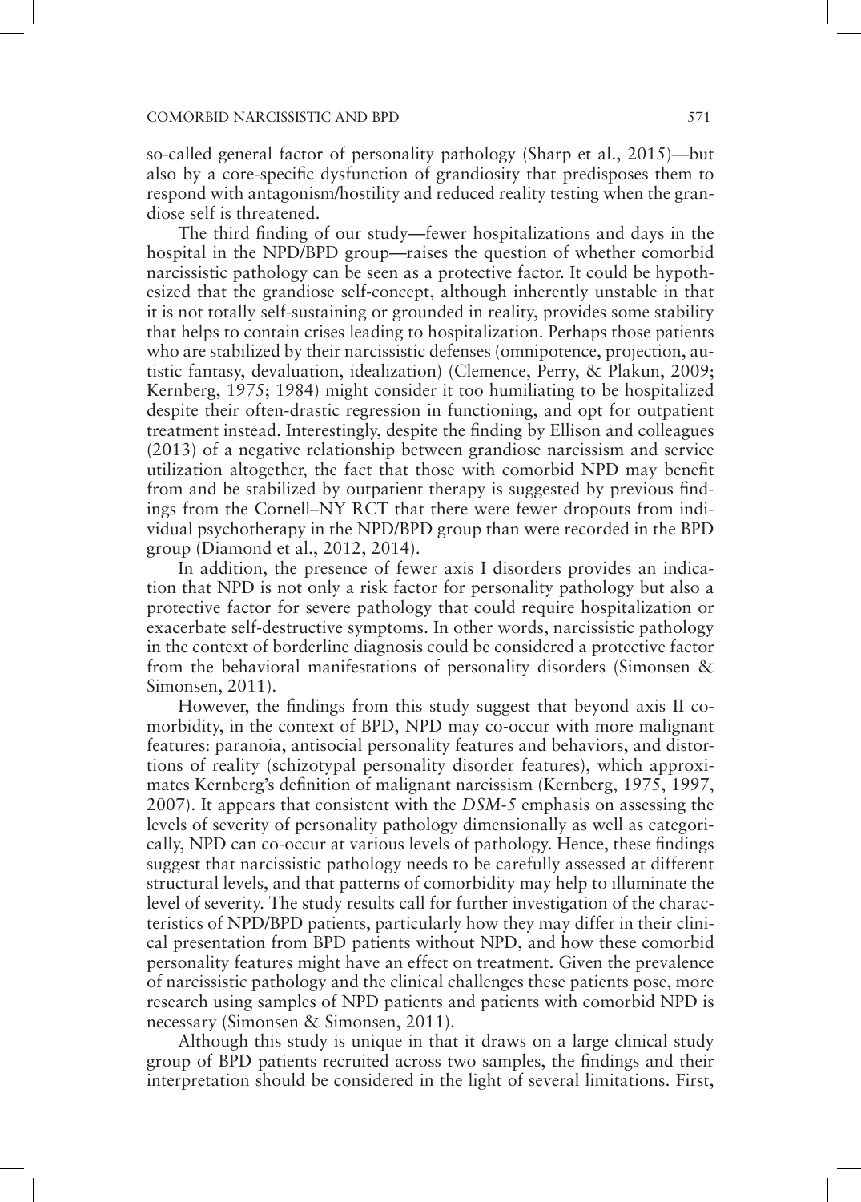so-called general factor of personality pathology (Sharp et al., 2015)—but also by a core-specific dysfunction of grandiosity that predisposes them to respond with antagonism/hostility and reduced reality testing when the grandiose self is threatened.

The third finding of our study—fewer hospitalizations and days in the hospital in the NPD/BPD group—raises the question of whether comorbid narcissistic pathology can be seen as a protective factor. It could be hypothesized that the grandiose self-concept, although inherently unstable in that it is not totally self-sustaining or grounded in reality, provides some stability that helps to contain crises leading to hospitalization. Perhaps those patients who are stabilized by their narcissistic defenses (omnipotence, projection, autistic fantasy, devaluation, idealization) (Clemence, Perry, & Plakun, 2009; Kernberg, 1975; 1984) might consider it too humiliating to be hospitalized despite their often-drastic regression in functioning, and opt for outpatient treatment instead. Interestingly, despite the finding by Ellison and colleagues (2013) of a negative relationship between grandiose narcissism and service utilization altogether, the fact that those with comorbid NPD may benefit from and be stabilized by outpatient therapy is suggested by previous findings from the Cornell–NY RCT that there were fewer dropouts from individual psychotherapy in the NPD/BPD group than were recorded in the BPD group (Diamond et al., 2012, 2014).

In addition, the presence of fewer axis I disorders provides an indication that NPD is not only a risk factor for personality pathology but also a protective factor for severe pathology that could require hospitalization or exacerbate self-destructive symptoms. In other words, narcissistic pathology in the context of borderline diagnosis could be considered a protective factor from the behavioral manifestations of personality disorders (Simonsen & Simonsen, 2011).

However, the findings from this study suggest that beyond axis II comorbidity, in the context of BPD, NPD may co-occur with more malignant features: paranoia, antisocial personality features and behaviors, and distortions of reality (schizotypal personality disorder features), which approximates Kernberg's definition of malignant narcissism (Kernberg, 1975, 1997, 2007). It appears that consistent with the *DSM-5* emphasis on assessing the levels of severity of personality pathology dimensionally as well as categorically, NPD can co-occur at various levels of pathology. Hence, these findings suggest that narcissistic pathology needs to be carefully assessed at different structural levels, and that patterns of comorbidity may help to illuminate the level of severity. The study results call for further investigation of the characteristics of NPD/BPD patients, particularly how they may differ in their clinical presentation from BPD patients without NPD, and how these comorbid personality features might have an effect on treatment. Given the prevalence of narcissistic pathology and the clinical challenges these patients pose, more research using samples of NPD patients and patients with comorbid NPD is necessary (Simonsen & Simonsen, 2011).

Although this study is unique in that it draws on a large clinical study group of BPD patients recruited across two samples, the findings and their interpretation should be considered in the light of several limitations. First,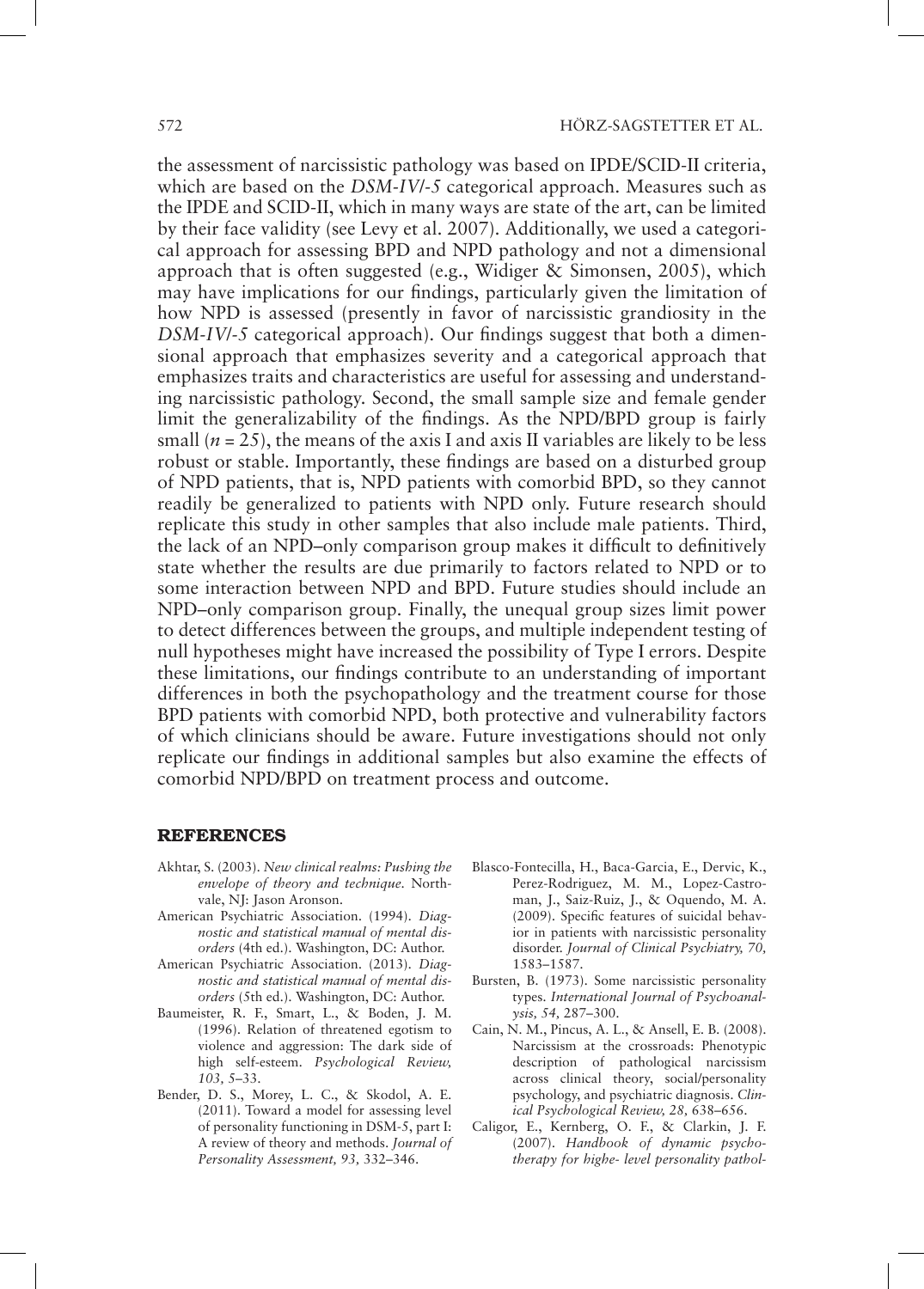the assessment of narcissistic pathology was based on IPDE/SCID-II criteria, which are based on the *DSM-IV/-5* categorical approach. Measures such as the IPDE and SCID-II, which in many ways are state of the art, can be limited by their face validity (see Levy et al. 2007). Additionally, we used a categorical approach for assessing BPD and NPD pathology and not a dimensional approach that is often suggested (e.g., Widiger & Simonsen, 2005), which may have implications for our findings, particularly given the limitation of how NPD is assessed (presently in favor of narcissistic grandiosity in the *DSM-IV/-5* categorical approach). Our findings suggest that both a dimensional approach that emphasizes severity and a categorical approach that emphasizes traits and characteristics are useful for assessing and understanding narcissistic pathology. Second, the small sample size and female gender limit the generalizability of the findings. As the NPD/BPD group is fairly small ($n = 25$), the means of the axis I and axis II variables are likely to be less robust or stable. Importantly, these findings are based on a disturbed group of NPD patients, that is, NPD patients with comorbid BPD, so they cannot readily be generalized to patients with NPD only. Future research should replicate this study in other samples that also include male patients. Third, the lack of an NPD–only comparison group makes it difficult to definitively state whether the results are due primarily to factors related to NPD or to some interaction between NPD and BPD. Future studies should include an NPD–only comparison group. Finally, the unequal group sizes limit power to detect differences between the groups, and multiple independent testing of null hypotheses might have increased the possibility of Type I errors. Despite these limitations, our findings contribute to an understanding of important differences in both the psychopathology and the treatment course for those BPD patients with comorbid NPD, both protective and vulnerability factors of which clinicians should be aware. Future investigations should not only replicate our findings in additional samples but also examine the effects of comorbid NPD/BPD on treatment process and outcome.

## REFERENCES

Akhtar, S. (2003). *New clinical realms: Pushing the envelope of theory and technique.* Northvale, NJ: Jason Aronson.

American Psychiatric Association. (1994). *Diagnostic and statistical manual of mental disorders* (4th ed.). Washington, DC: Author.

American Psychiatric Association. (2013). *Diagnostic and statistical manual of mental disorders* (5th ed.). Washington, DC: Author.

Baumeister, R. F., Smart, L., & Boden, J. M. (1996). Relation of threatened egotism to violence and aggression: The dark side of high self-esteem. *Psychological Review, 103,* 5–33.

Bender, D. S., Morey, L. C., & Skodol, A. E. (2011). Toward a model for assessing level of personality functioning in DSM-5, part I: A review of theory and methods. *Journal of Personality Assessment, 93,* 332–346.

Blasco-Fontecilla, H., Baca-Garcia, E., Dervic, K., Perez-Rodriguez, M. M., Lopez-Castroman, J., Saiz-Ruiz, J., & Oquendo, M. A. (2009). Specific features of suicidal behavior in patients with narcissistic personality disorder. *Journal of Clinical Psychiatry, 70,* 1583–1587.

Bursten, B. (1973). Some narcissistic personality types. *International Journal of Psychoanalysis, 54,* 287–300.

Cain, N. M., Pincus, A. L., & Ansell, E. B. (2008). Narcissism at the crossroads: Phenotypic description of pathological narcissism across clinical theory, social/personality psychology, and psychiatric diagnosis. *Clinical Psychological Review, 28,* 638–656.

Caligor, E., Kernberg, O. F., & Clarkin, J. F. (2007). *Handbook of dynamic psychotherapy for highe- level personality pathol-*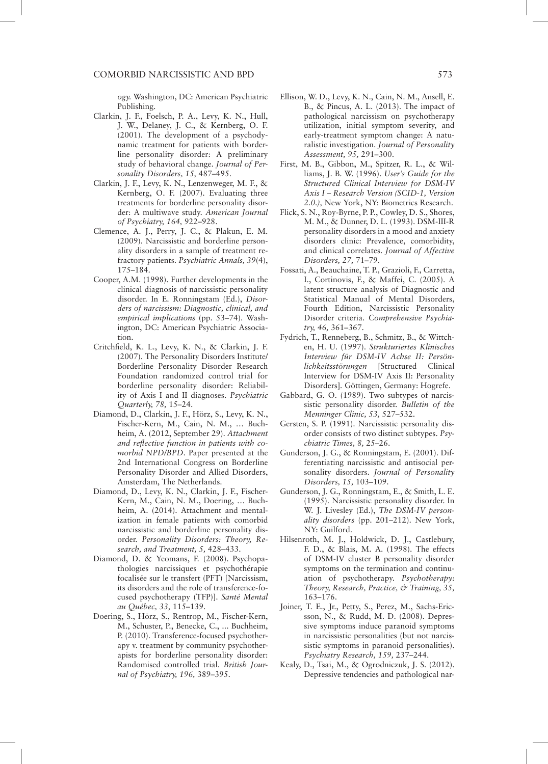*ogy.* Washington, DC: American Psychiatric Publishing.

Clarkin, J. F., Foelsch, P. A., Levy, K. N., Hull, J. W., Delaney, J. C., & Kernberg, O. F. (2001). The development of a psychodynamic treatment for patients with borderline personality disorder: A preliminary study of behavioral change. *Journal of Personality Disorders, 15,* 487–495.

Clarkin, J. F., Levy, K. N., Lenzenweger, M. F., & Kernberg, O. F. (2007). Evaluating three treatments for borderline personality disorder: A multiwave study. *American Journal of Psychiatry, 164,* 922–928.

Clemence, A. J., Perry, J. C., & Plakun, E. M. (2009). Narcissistic and borderline personality disorders in a sample of treatment refractory patients. *Psychiatric Annals, 39*(4), 175–184.

Cooper, A.M. (1998). Further developments in the clinical diagnosis of narcissistic personality disorder. In E. Ronningstam (Ed.), *Disorders of narcissism: Diagnostic, clinical, and empirical implications* (pp. 53–74). Washington, DC: American Psychiatric Association.

Critchfield, K. L., Levy, K. N., & Clarkin, J. F. (2007). The Personality Disorders Institute/Borderline Personality Disorder Research Foundation randomized control trial for borderline personality disorder: Reliability of Axis I and II diagnoses. *Psychiatric Quarterly, 78,* 15–24.

Diamond, D., Clarkin, J. F., Hörz, S., Levy, K. N., Fischer-Kern, M., Cain, N. M., … Buchheim, A. (2012, September 29). *Attachment and reflective function in patients with comorbid NPD/BPD.* Paper presented at the 2nd International Congress on Borderline Personality Disorder and Allied Disorders, Amsterdam, The Netherlands.

Diamond, D., Levy, K. N., Clarkin, J. F., Fischer-Kern, M., Cain, N. M., Doering, … Buchheim, A. (2014). Attachment and mentalization in female patients with comorbid narcissistic and borderline personality disorder. *Personality Disorders: Theory, Research, and Treatment, 5,* 428–433.

Diamond, D. & Yeomans, F. (2008). Psychopathologies narcissiques et psychothérapie focalisée sur le transfert (PFT) [Narcissism, its disorders and the role of transference-focused psychotherapy (TFP)]. *Santé Mental au Québec, 33,* 115–139.

Doering, S., Hörz, S., Rentrop, M., Fischer-Kern, M., Schuster, P., Benecke, C., ... Buchheim, P. (2010). Transference-focused psychotherapy v. treatment by community psychotherapists for borderline personality disorder: Randomised controlled trial. *British Journal of Psychiatry, 196,* 389–395.

Ellison, W. D., Levy, K. N., Cain, N. M., Ansell, E. B., & Pincus, A. L. (2013). The impact of pathological narcissism on psychotherapy utilization, initial symptom severity, and early-treatment symptom change: A naturalistic investigation. *Journal of Personality Assessment, 95,* 291–300.

First, M. B., Gibbon, M., Spitzer, R. L., & Williams, J. B. W. (1996). *User's Guide for the Structured Clinical Interview for DSM-IV Axis I – Research Version (SCID-1, Version 2.0.),* New York, NY: Biometrics Research.

Flick, S. N., Roy-Byrne, P. P., Cowley, D. S., Shores, M. M., & Dunner, D. L. (1993). DSM-III-R personality disorders in a mood and anxiety disorders clinic: Prevalence, comorbidity, and clinical correlates. *Journal of Affective Disorders, 27,* 71–79.

Fossati, A., Beauchaine, T. P., Grazioli, F., Carretta, I., Cortinovis, F., & Maffei, C. (2005). A latent structure analysis of Diagnostic and Statistical Manual of Mental Disorders, Fourth Edition, Narcissistic Personality Disorder criteria. *Comprehensive Psychiatry, 46,* 361–367.

Fydrich, T., Renneberg, B., Schmitz, B., & Wittchen, H. U. (1997). *Strukturiertes Klinisches Interview für DSM-IV Achse II: Persönlichkeitsstörungen* [Structured Clinical Interview for DSM-IV Axis II: Personality Disorders]. Göttingen, Germany: Hogrefe.

Gabbard, G. O. (1989). Two subtypes of narcissistic personality disorder. *Bulletin of the Menninger Clinic, 53,* 527–532.

Gersten, S. P. (1991). Narcissistic personality disorder consists of two distinct subtypes. *Psychiatric Times, 8,* 25–26.

Gunderson, J. G., & Ronningstam, E. (2001). Differentiating narcissistic and antisocial personality disorders. *Journal of Personality Disorders, 15,* 103–109.

Gunderson, J. G., Ronningstam, E., & Smith, L. E. (1995). Narcissistic personality disorder. In W. J. Livesley (Ed.), *The DSM-IV personality disorders* (pp. 201–212). New York, NY: Guilford.

Hilsenroth, M. J., Holdwick, D. J., Castlebury, F. D., & Blais, M. A. (1998). The effects of DSM-IV cluster B personality disorder symptoms on the termination and continuation of psychotherapy. *Psychotherapy: Theory, Research, Practice, & Training, 35,* 163–176.

Joiner, T. E., Jr., Petty, S., Perez, M., Sachs-Ericsson, N., & Rudd, M. D. (2008). Depressive symptoms induce paranoid symptoms in narcissistic personalities (but not narcissistic symptoms in paranoid personalities). *Psychiatry Research, 159,* 237–244.

Kealy, D., Tsai, M., & Ogrodniczuk, J. S. (2012). Depressive tendencies and pathological nar-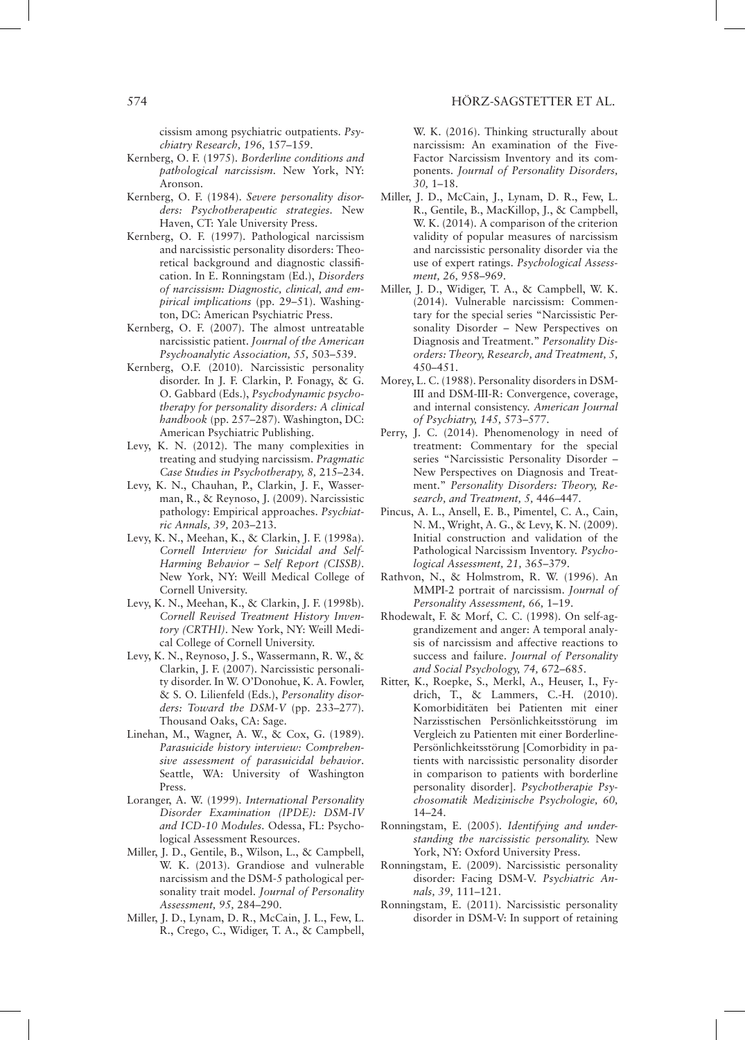cissism among psychiatric outpatients. *Psychiatry Research, 196,* 157–159.

Kernberg, O. F. (1975). *Borderline conditions and pathological narcissism.* New York, NY: Aronson.

Kernberg, O. F. (1984). *Severe personality disorders: Psychotherapeutic strategies.* New Haven, CT: Yale University Press.

Kernberg, O. F. (1997). Pathological narcissism and narcissistic personality disorders: Theoretical background and diagnostic classification. In E. Ronningstam (Ed.), *Disorders of narcissism: Diagnostic, clinical, and empirical implications* (pp. 29–51). Washington, DC: American Psychiatric Press.

Kernberg, O. F. (2007). The almost untreatable narcissistic patient. *Journal of the American Psychoanalytic Association, 55,* 503–539.

Kernberg, O.F. (2010). Narcissistic personality disorder. In J. F. Clarkin, P. Fonagy, & G. O. Gabbard (Eds.), *Psychodynamic psychotherapy for personality disorders: A clinical handbook* (pp. 257–287). Washington, DC: American Psychiatric Publishing.

Levy, K. N. (2012). The many complexities in treating and studying narcissism. *Pragmatic Case Studies in Psychotherapy, 8,* 215–234.

Levy, K. N., Chauhan, P., Clarkin, J. F., Wasserman, R., & Reynoso, J. (2009). Narcissistic pathology: Empirical approaches. *Psychiatric Annals, 39,* 203–213.

Levy, K. N., Meehan, K., & Clarkin, J. F. (1998a). *Cornell Interview for Suicidal and Self-Harming Behavior – Self Report (CISSB).* New York, NY: Weill Medical College of Cornell University.

Levy, K. N., Meehan, K., & Clarkin, J. F. (1998b). *Cornell Revised Treatment History Inventory (CRTHI).* New York, NY: Weill Medical College of Cornell University.

Levy, K. N., Reynoso, J. S., Wassermann, R. W., & Clarkin, J. F. (2007). Narcissistic personality disorder. In W. O'Donohue, K. A. Fowler, & S. O. Lilienfeld (Eds.), *Personality disorders: Toward the DSM-V* (pp. 233–277). Thousand Oaks, CA: Sage.

Linehan, M., Wagner, A. W., & Cox, G. (1989). *Parasuicide history interview: Comprehensive assessment of parasuicidal behavior.* Seattle, WA: University of Washington Press.

Loranger, A. W. (1999). *International Personality Disorder Examination (IPDE): DSM-IV and ICD-10 Modules.* Odessa, FL: Psychological Assessment Resources.

Miller, J. D., Gentile, B., Wilson, L., & Campbell, W. K. (2013). Grandiose and vulnerable narcissism and the DSM-5 pathological personality trait model. *Journal of Personality Assessment, 95,* 284–290.

Miller, J. D., Lynam, D. R., McCain, J. L., Few, L. R., Crego, C., Widiger, T. A., & Campbell, W. K. (2016). Thinking structurally about narcissism: An examination of the Five-Factor Narcissism Inventory and its components. *Journal of Personality Disorders, 30,* 1–18.

Miller, J. D., McCain, J., Lynam, D. R., Few, L. R., Gentile, B., MacKillop, J., & Campbell, W. K. (2014). A comparison of the criterion validity of popular measures of narcissism and narcissistic personality disorder via the use of expert ratings. *Psychological Assessment, 26,* 958–969.

Miller, J. D., Widiger, T. A., & Campbell, W. K. (2014). Vulnerable narcissism: Commentary for the special series "Narcissistic Personality Disorder – New Perspectives on Diagnosis and Treatment." *Personality Disorders: Theory, Research, and Treatment, 5,* 450–451.

Morey, L. C. (1988). Personality disorders in DSM-III and DSM-III-R: Convergence, coverage, and internal consistency. *American Journal of Psychiatry, 145,* 573–577.

Perry, J. C. (2014). Phenomenology in need of treatment: Commentary for the special series "Narcissistic Personality Disorder – New Perspectives on Diagnosis and Treatment." *Personality Disorders: Theory, Research, and Treatment, 5,* 446–447.

Pincus, A. L., Ansell, E. B., Pimentel, C. A., Cain, N. M., Wright, A. G., & Levy, K. N. (2009). Initial construction and validation of the Pathological Narcissism Inventory. *Psychological Assessment, 21,* 365–379.

Rathvon, N., & Holmstrom, R. W. (1996). An MMPI-2 portrait of narcissism. *Journal of Personality Assessment, 66,* 1–19.

Rhodewalt, F. & Morf, C. C. (1998). On self-aggrandizement and anger: A temporal analysis of narcissism and affective reactions to success and failure. *Journal of Personality and Social Psychology, 74,* 672–685.

Ritter, K., Roepke, S., Merkl, A., Heuser, I., Fydrich, T., & Lammers, C.-H. (2010). Komorbiditäten bei Patienten mit einer Narzisstischen Persönlichkeitsstörung im Vergleich zu Patienten mit einer Borderline-Persönlichkeitsstörung [Comorbidity in patients with narcissistic personality disorder in comparison to patients with borderline personality disorder]. *Psychotherapie Psychosomatik Medizinische Psychologie, 60,* 14–24.

Ronningstam, E. (2005). *Identifying and understanding the narcissistic personality.* New York, NY: Oxford University Press.

Ronningstam, E. (2009). Narcissistic personality disorder: Facing DSM-V. *Psychiatric Annals, 39,* 111–121.

Ronningstam, E. (2011). Narcissistic personality disorder in DSM-V: In support of retaining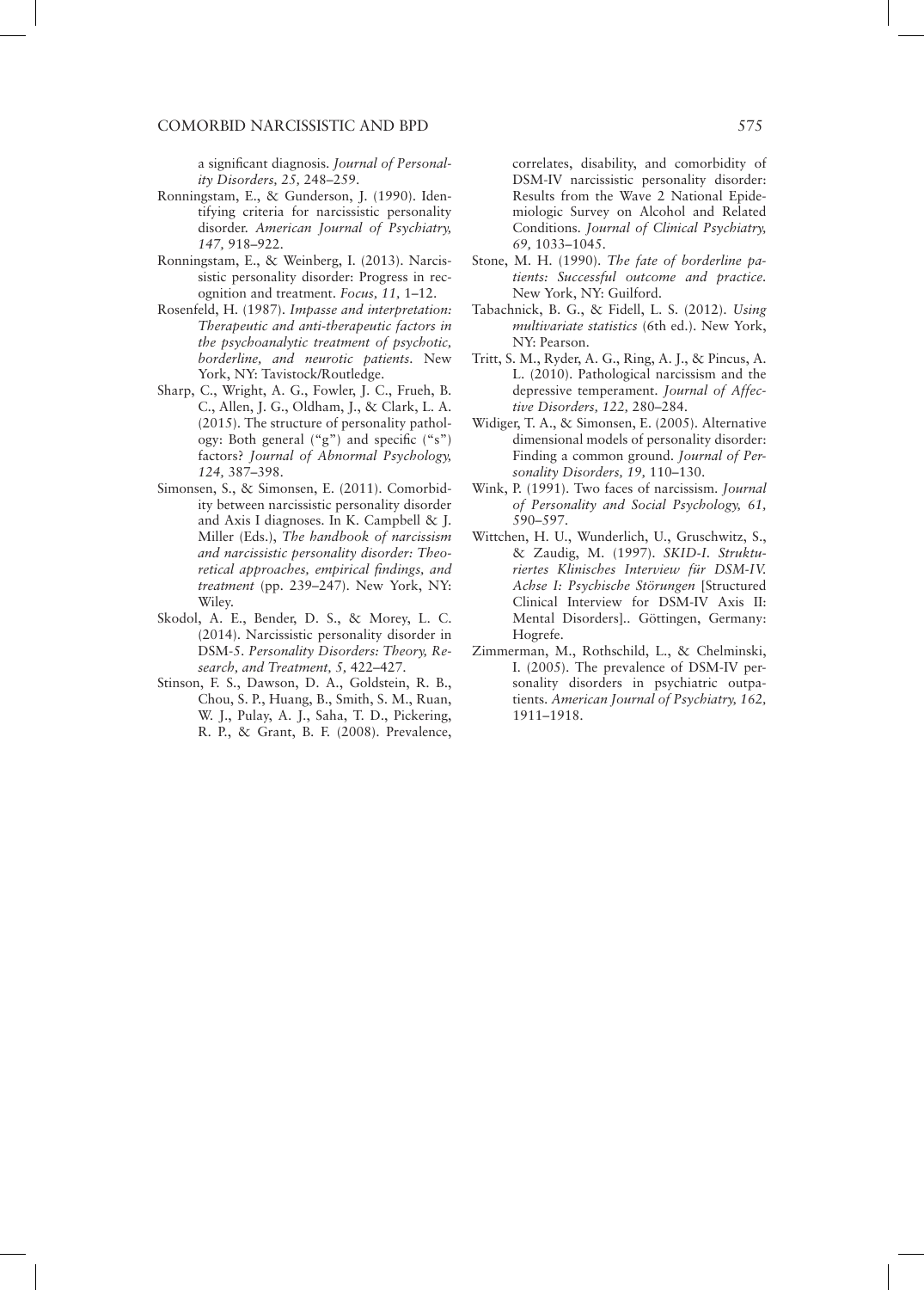a significant diagnosis. *Journal of Personality Disorders, 25,* 248–259.

Ronningstam, E., & Gunderson, J. (1990). Identifying criteria for narcissistic personality disorder. *American Journal of Psychiatry, 147,* 918–922.

Ronningstam, E., & Weinberg, I. (2013). Narcissistic personality disorder: Progress in recognition and treatment. *Focus, 11,* 1–12.

Rosenfeld, H. (1987). *Impasse and interpretation: Therapeutic and anti-therapeutic factors in the psychoanalytic treatment of psychotic, borderline, and neurotic patients.* New York, NY: Tavistock/Routledge.

Sharp, C., Wright, A. G., Fowler, J. C., Frueh, B. C., Allen, J. G., Oldham, J., & Clark, L. A. (2015). The structure of personality pathology: Both general ("g") and specific ("s") factors? *Journal of Abnormal Psychology, 124,* 387–398.

Simonsen, S., & Simonsen, E. (2011). Comorbidity between narcissistic personality disorder and Axis I diagnoses. In K. Campbell & J. Miller (Eds.), *The handbook of narcissism and narcissistic personality disorder: Theoretical approaches, empirical findings, and treatment* (pp. 239–247). New York, NY: Wiley.

Skodol, A. E., Bender, D. S., & Morey, L. C. (2014). Narcissistic personality disorder in DSM-5. *Personality Disorders: Theory, Research, and Treatment, 5,* 422–427.

Stinson, F. S., Dawson, D. A., Goldstein, R. B., Chou, S. P., Huang, B., Smith, S. M., Ruan, W. J., Pulay, A. J., Saha, T. D., Pickering, R. P., & Grant, B. F. (2008). Prevalence, correlates, disability, and comorbidity of DSM-IV narcissistic personality disorder: Results from the Wave 2 National Epidemiologic Survey on Alcohol and Related Conditions. *Journal of Clinical Psychiatry, 69,* 1033–1045.

Stone, M. H. (1990). *The fate of borderline patients: Successful outcome and practice.* New York, NY: Guilford.

Tabachnick, B. G., & Fidell, L. S. (2012). *Using multivariate statistics* (6th ed.). New York, NY: Pearson.

Tritt, S. M., Ryder, A. G., Ring, A. J., & Pincus, A. L. (2010). Pathological narcissism and the depressive temperament. *Journal of Affective Disorders, 122,* 280–284.

Widiger, T. A., & Simonsen, E. (2005). Alternative dimensional models of personality disorder: Finding a common ground. *Journal of Personality Disorders, 19,* 110–130.

Wink, P. (1991). Two faces of narcissism. *Journal of Personality and Social Psychology, 61,* 590–597.

Wittchen, H. U., Wunderlich, U., Gruschwitz, S., & Zaudig, M. (1997). *SKID-I. Strukturiertes Klinisches Interview für DSM-IV. Achse I: Psychische Störungen* [Structured Clinical Interview for DSM-IV Axis II: Mental Disorders].. Göttingen, Germany: Hogrefe.

Zimmerman, M., Rothschild, L., & Chelminski, I. (2005). The prevalence of DSM-IV personality disorders in psychiatric outpatients. *American Journal of Psychiatry, 162,* 1911–1918.